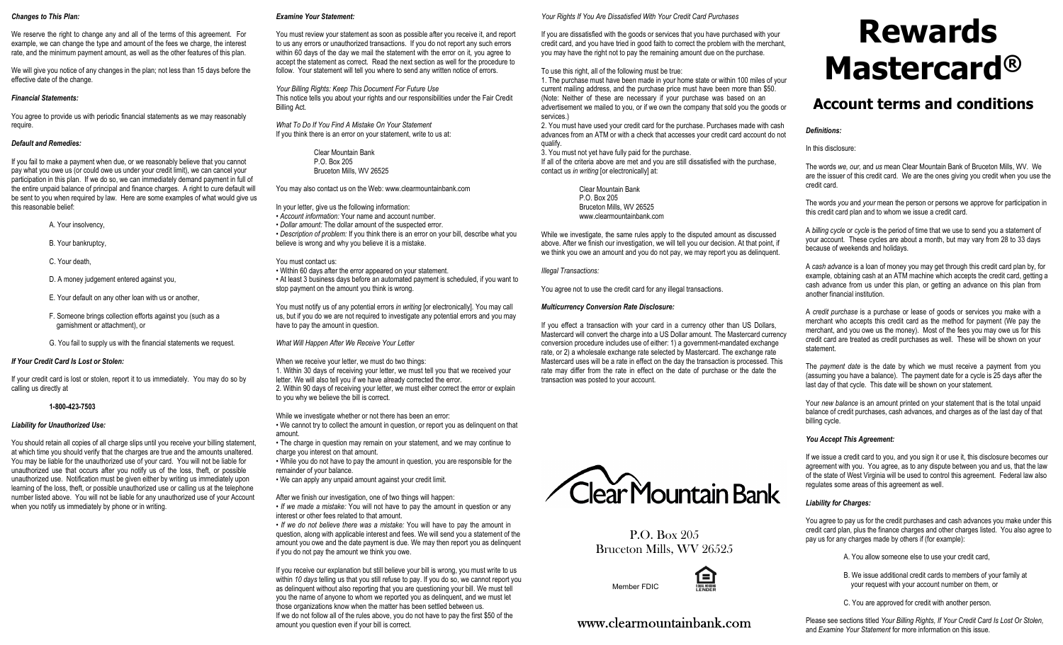# Rewards Mastercard®

## Account terms and conditions

***Definitions:***

In this disclosure:

The words *we*, *our*, and *us* mean Clear Mountain Bank of Bruceton Mills, WV. We are the issuer of this credit card. We are the ones giving you credit when you use the credit card.

The words *you* and *your* mean the person or persons we approve for participation in this credit card plan and to whom we issue a credit card.

A *billing cycle* or *cycle* is the period of time that we use to send you a statement of your account. These cycles are about a month, but may vary from 28 to 33 days because of weekends and holidays.

A *cash advance* is a loan of money you may get through this credit card plan by, for example, obtaining cash at an ATM machine which accepts the credit card, getting a cash advance from us under this plan, or getting an advance on this plan from another financial institution.

A *credit purchase* is a purchase or lease of goods or services you make with a merchant who accepts this credit card as the method for payment (We pay the merchant, and you owe us the money). Most of the fees you may owe us for this credit card are treated as credit purchases as well. These will be shown on your statement.

The *payment date* is the date by which we must receive a payment from you (assuming you have a balance). The payment date for a cycle is 25 days after the last day of that cycle. This date will be shown on your statement.

Your *new balance* is an amount printed on your statement that is the total unpaid balance of credit purchases, cash advances, and charges as of the last day of that billing cycle.

***You Accept This Agreement:***

If we issue a credit card to you, and you sign it or use it, this disclosure becomes our agreement with you. You agree, as to any dispute between you and us, that the law of the state of West Virginia will be used to control this agreement. Federal law also regulates some areas of this agreement as well.

***Liability for Charges:***

You agree to pay us for the credit purchases and cash advances you make under this credit card plan, plus the finance charges and other charges listed. You also agree to pay us for any charges made by others if (for example):

A. You allow someone else to use your credit card,

B. We issue additional credit cards to members of your family at your request with your account number on them, or

C. You are approved for credit with another person.

Please see sections titled *Your Billing Rights, If Your Credit Card Is Lost Or Stolen,* and *Examine Your Statement* for more information on this issue.

***Changes to This Plan:***

We reserve the right to change any and all of the terms of this agreement. For example, we can change the type and amount of the fees we charge, the interest rate, and the minimum payment amount, as well as the other features of this plan.

We will give you notice of any changes in the plan; not less than 15 days before the effective date of the change.

***Financial Statements:***

You agree to provide us with periodic financial statements as we may reasonably require.

***Default and Remedies:***

If you fail to make a payment when due, or we reasonably believe that you cannot pay what you owe us (or could owe us under your credit limit), we can cancel your participation in this plan. If we do so, we can immediately demand payment in full of the entire unpaid balance of principal and finance charges. A right to cure default will be sent to you when required by law. Here are some examples of what would give us this reasonable belief:

A. Your insolvency,

B. Your bankruptcy,

C. Your death,

D. A money judgement entered against you,

E. Your default on any other loan with us or another,

F. Someone brings collection efforts against you (such as a garnishment or attachment), or

G. You fail to supply us with the financial statements we request.

***If Your Credit Card Is Lost or Stolen:***

If your credit card is lost or stolen, report it to us immediately. You may do so by calling us directly at

**1-800-423-7503**

***Liability for Unauthorized Use:***

You should retain all copies of all charge slips until you receive your billing statement, at which time you should verify that the charges are true and the amounts unaltered. You may be liable for the unauthorized use of your card. You will not be liable for unauthorized use that occurs after you notify us of the loss, theft, or possible unauthorized use. Notification must be given either by writing us immediately upon learning of the loss, theft, or possible unauthorized use or calling us at the telephone number listed above. You will not be liable for any unauthorized use of your Account when you notify us immediately by phone or in writing.

***Examine Your Statement:***

You must review your statement as soon as possible after you receive it, and report to us any errors or unauthorized transactions. If you do not report any such errors within 60 days of the day we mail the statement with the error on it, you agree to accept the statement as correct. Read the next section as well for the procedure to follow. Your statement will tell you where to send any written notice of errors.

*Your Billing Rights: Keep This Document For Future Use*
This notice tells you about your rights and our responsibilities under the Fair Credit Billing Act.

*What To Do If You Find A Mistake On Your Statement*
If you think there is an error on your statement, write to us at:

Clear Mountain Bank
P.O. Box 205
Bruceton Mills, WV 26525

You may also contact us on the Web: www.clearmountainbank.com

In your letter, give us the following information:
- *Account information:* Your name and account number.
- *Dollar amount:* The dollar amount of the suspected error.
- *Description of problem:* If you think there is an error on your bill, describe what you believe is wrong and why you believe it is a mistake.

You must contact us:
- Within 60 days after the error appeared on your statement.
- At least 3 business days before an automated payment is scheduled, if you want to stop payment on the amount you think is wrong.

You must notify us of any potential errors *in writing* [or electronically]. You may call us, but if you do we are not required to investigate any potential errors and you may have to pay the amount in question.

*What Will Happen After We Receive Your Letter*

When we receive your letter, we must do two things:
1. Within 30 days of receiving your letter, we must tell you that we received your letter. We will also tell you if we have already corrected the error.
2. Within 90 days of receiving your letter, we must either correct the error or explain to you why we believe the bill is correct.

While we investigate whether or not there has been an error:
- We cannot try to collect the amount in question, or report you as delinquent on that amount.
- The charge in question may remain on your statement, and we may continue to charge you interest on that amount.
- While you do not have to pay the amount in question, you are responsible for the remainder of your balance.
- We can apply any unpaid amount against your credit limit.

After we finish our investigation, one of two things will happen:
- *If we made a mistake:* You will not have to pay the amount in question or any interest or other fees related to that amount.
- *If we do not believe there was a mistake:* You will have to pay the amount in question, along with applicable interest and fees. We will send you a statement of the amount you owe and the date payment is due. We may then report you as delinquent if you do not pay the amount we think you owe.

If you receive our explanation but still believe your bill is wrong, you must write to us within *10 days* telling us that you still refuse to pay. If you do so, we cannot report you as delinquent without also reporting that you are questioning your bill. We must tell you the name of anyone to whom we reported you as delinquent, and we must let those organizations know when the matter has been settled between us.
If we do not follow all of the rules above, you do not have to pay the first $50 of the amount you question even if your bill is correct.

*Your Rights If You Are Dissatisfied With Your Credit Card Purchases*

If you are dissatisfied with the goods or services that you have purchased with your credit card, and you have tried in good faith to correct the problem with the merchant, you may have the right not to pay the remaining amount due on the purchase.

To use this right, all of the following must be true:
1. The purchase must have been made in your home state or within 100 miles of your current mailing address, and the purchase price must have been more than $50. (Note: Neither of these are necessary if your purchase was based on an advertisement we mailed to you, or if we own the company that sold you the goods or services.)
2. You must have used your credit card for the purchase. Purchases made with cash advances from an ATM or with a check that accesses your credit card account do not qualify.
3. You must not yet have fully paid for the purchase.
If all of the criteria above are met and you are still dissatisfied with the purchase, contact us *in writing* [or electronically] at:

Clear Mountain Bank
P.O. Box 205
Bruceton Mills, WV 26525
www.clearmountainbank.com

While we investigate, the same rules apply to the disputed amount as discussed above. After we finish our investigation, we will tell you our decision. At that point, if we think you owe an amount and you do not pay, we may report you as delinquent.

*Illegal Transactions:*

You agree not to use the credit card for any illegal transactions.

***Multicurrency Conversion Rate Disclosure:***

If you effect a transaction with your card in a currency other than US Dollars, Mastercard will convert the charge into a US Dollar amount. The Mastercard currency conversion procedure includes use of either: 1) a government-mandated exchange rate, or 2) a wholesale exchange rate selected by Mastercard. The exchange rate Mastercard uses will be a rate in effect on the day the transaction is processed. This rate may differ from the rate in effect on the date of purchase or the date the transaction was posted to your account.

Clear Mountain Bank

P.O. Box 205
Bruceton Mills, WV 26525

Member FDIC

EQUAL HOUSING LENDER

www.clearmountainbank.com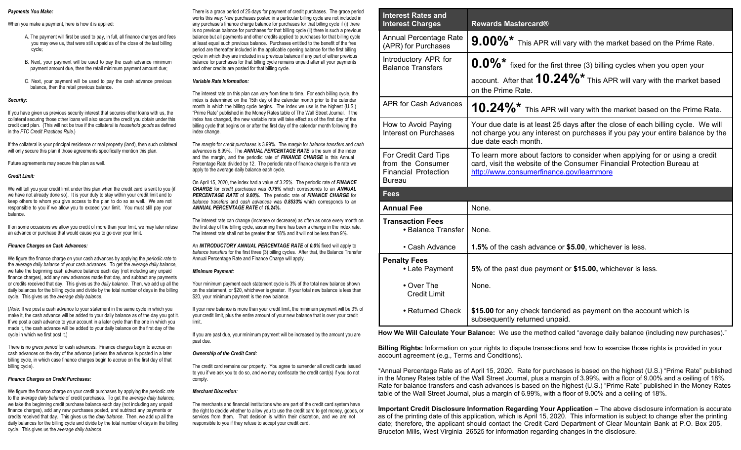#### *Payments You Make:*

When you make a payment, here is how it is applied:

A. The payment will first be used to pay, in full, all finance charges and fees you may owe us, that were still unpaid as of the close of the last billing cycle;

B. Next, your payment will be used to pay the cash advance minimum payment amount due, then the retail minimum payment amount due;

C. Next, your payment will be used to pay the cash advance previous balance, then the retail previous balance.

#### *Security:*

If you have given us previous security interest that secures other loans with us, the collateral securing those other loans will also secure the credit you obtain under this credit card plan. (This will not be true if the collateral is *household goods* as defined in the *FTC Credit Practices Rule*.)

If the collateral is your principal residence or real property (land), then such collateral will only secure this plan if those agreements specifically mention this plan.

Future agreements may secure this plan as well.

#### *Credit Limit:*

We will tell you your credit limit under this plan when the credit card is sent to you (if we have not already done so). It is your duty to stay within your credit limit and to keep others to whom you give access to the plan to do so as well. We are not responsible to you if we allow you to exceed your limit. You must still pay your balance.

If on some occasions we allow you credit of more than your limit, we may later refuse an advance or purchase that would cause you to go over your limit.

#### *Finance Charges on Cash Advances:*

We figure the finance charge on your cash advances by applying the *periodic rate* to the *average daily balance* of your cash advances. To get the *average daily balance,* we take the beginning cash advance balance each day (not including any unpaid finance charges), add any new advances made that day, and subtract any payments or credits received that day. This gives us the *daily balance*. Then, we add up all the daily balances for the billing cycle and divide by the total number of days in the billing cycle. This gives us the *average daily balance*.

(*Note:* If we post a cash advance to your statement in the same cycle in which you make it, the cash advance will be added to your daily balance as of the day you got it. If we post a cash advance to your account in a later cycle than the one in which you made it, the cash advance will be added to your daily balance on the first day of the cycle in which we first post it.)

There is no *grace period* for cash advances. Finance charges begin to accrue on cash advances on the day of the advance (unless the advance is posted in a later billing cycle, in which case finance charges begin to accrue on the first day of that billing cycle).

#### *Finance Charges on Credit Purchases:*

We figure the finance charge on your credit purchases by applying the *periodic rate* to the *average daily balance* of credit purchases. To get the *average daily balance,* we take the beginning credit purchase balance each day (not including any unpaid finance charges), add any new purchases posted, and subtract any payments or credits received that day. This gives us the *daily balance*. Then, we add up all the daily balances for the billing cycle and divide by the total number of days in the billing cycle. This gives us the *average daily balance*.

There is a grace period of 25 days for payment of credit purchases. The grace period works this way: New purchases posted in a particular billing cycle are not included in any purchase's finance charge balance for purchases for that billing cycle if (i) there is no previous balance for purchases for that billing cycle (ii) there is such a previous balance but all payments and other credits applied to purchases for that billing cycle at least equal such previous balance. Purchases entitled to the benefit of the free period are thereafter included in the applicable opening balance for the first billing cycle in which they are included in a previous balance if any part of either previous balance for purchases for that billing cycle remains unpaid after all your payments and other credits are posted for that billing cycle.

#### *Variable Rate Information:*

The interest rate on this plan can vary from time to time. For each billing cycle, the index is determined on the 15th day of the calendar month prior to the calendar month in which the billing cycle begins. The index we use is the highest (U.S.) "Prime Rate" published in the Money Rates table of The Wall Street Journal. If the index has changed, the new variable rate will take effect as of the first day of the billing cycle that begins on or after the first day of the calendar month following the index change.

The *margin* for *credit purchases* is 3.99%. The *margin* for *balance transfers* and *cash advances* is 6.99%. The ***ANNUAL PERCENTAGE RATE*** is the sum of the index and the margin, and the periodic rate of ***FINANCE CHARGE*** is this Annual Percentage Rate divided by 12. The periodic rate of finance charge is the rate we apply to the average daily balance each cycle.

On April 15, 2020, the index had a value of 3.25%. The periodic rate of ***FINANCE CHARGE*** for *credit purchases* was ***0.75%*** which corresponds to an ***ANNUAL PERCENTAGE RATE*** of ***9.00%.*** The periodic rate of ***FINANCE CHARGE*** for *balance transfers* and *cash advances* was ***0.8533%*** which corresponds to an ***ANNUAL PERCENTAGE RATE*** of ***10.24%.***

The interest rate can change (increase or decrease) as often as once every month on the first day of the billing cycle, assuming there has been a change in the index rate. The interest rate shall not be greater than 18% and it will not be less than 9%.

An ***INTRODUCTORY ANNUAL PERCENTAGE RATE*** of ***0.0%*** fixed will apply to *balance transfers* for the first three (3) billing cycles. After that, the Balance Transfer Annual Percentage Rate and Finance Charge will apply.

#### *Minimum Payment:*

Your minimum payment each statement cycle is 3% of the total new balance shown on the statement, or $20, whichever is greater. If your total new balance is less than $20, your minimum payment is the new balance.

If your new balance is more than your credit limit, the minimum payment will be 3% of your credit limit, plus the entire amount of your new balance that is over your credit limit.

If you are past due, your minimum payment will be increased by the amount you are past due.

#### *Ownership of the Credit Card:*

The credit card remains our property. You agree to surrender all credit cards issued to you if we ask you to do so, and we may confiscate the credit card(s) if you do not comply.

#### *Merchant Discretion:*

The merchants and financial institutions who are part of the credit card system have the right to decide whether to allow you to use the credit card to get money, goods, or services from them. That decision is within their discretion, and we are not responsible to you if they refuse to accept your credit card.

| **Interest Rates and Interest Charges** | **Rewards Mastercard®** |
|---|---|
| Annual Percentage Rate (APR) for Purchases | **9.00%*** This APR will vary with the market based on the Prime Rate. |
| Introductory APR for Balance Transfers | **0.0%*** fixed for the first three (3) billing cycles when you open your account. After that **10.24%*** This APR will vary with the market based on the Prime Rate. |
| APR for Cash Advances | **10.24%*** This APR will vary with the market based on the Prime Rate. |
| How to Avoid Paying Interest on Purchases | Your due date is at least 25 days after the close of each billing cycle. We will not charge you any interest on purchases if you pay your entire balance by the due date each month. |
| For Credit Card Tips from the Consumer Financial Protection Bureau | To learn more about factors to consider when applying for or using a credit card, visit the website of the Consumer Financial Protection Bureau at http://www.consumerfinance.gov/learnmore |
| **Fees** | |
| **Annual Fee** | None. |
| **Transaction Fees** | |
| • Balance Transfer | None. |
| • Cash Advance | **1.5%** of the cash advance or **$5.00**, whichever is less. |
| **Penalty Fees** | |
| • Late Payment | **5%** of the past due payment or **$15.00,** whichever is less. |
| • Over The Credit Limit | None. |
| • Returned Check | **$15.00** for any check tendered as payment on the account which is subsequently returned unpaid. |

**How We Will Calculate Your Balance:** We use the method called "average daily balance (including new purchases)."

**Billing Rights:** Information on your rights to dispute transactions and how to exercise those rights is provided in your account agreement (e.g., Terms and Conditions).

*Annual Percentage Rate as of April 15, 2020. Rate for purchases is based on the highest (U.S.) "Prime Rate" published in the Money Rates table of the Wall Street Journal, plus a margin of 3.99%, with a floor of 9.00% and a ceiling of 18%. Rate for balance transfers and cash advances is based on the highest (U.S.) "Prime Rate" published in the Money Rates table of the Wall Street Journal, plus a margin of 6.99%, with a floor of 9.00% and a ceiling of 18%.

**Important Credit Disclosure Information Regarding Your Application –** The above disclosure information is accurate as of the printing date of this application, which is April 15, 2020. This information is subject to change after the printing date; therefore, the applicant should contact the Credit Card Department of Clear Mountain Bank at P.O. Box 205, Bruceton Mills, West Virginia 26525 for information regarding changes in the disclosure.